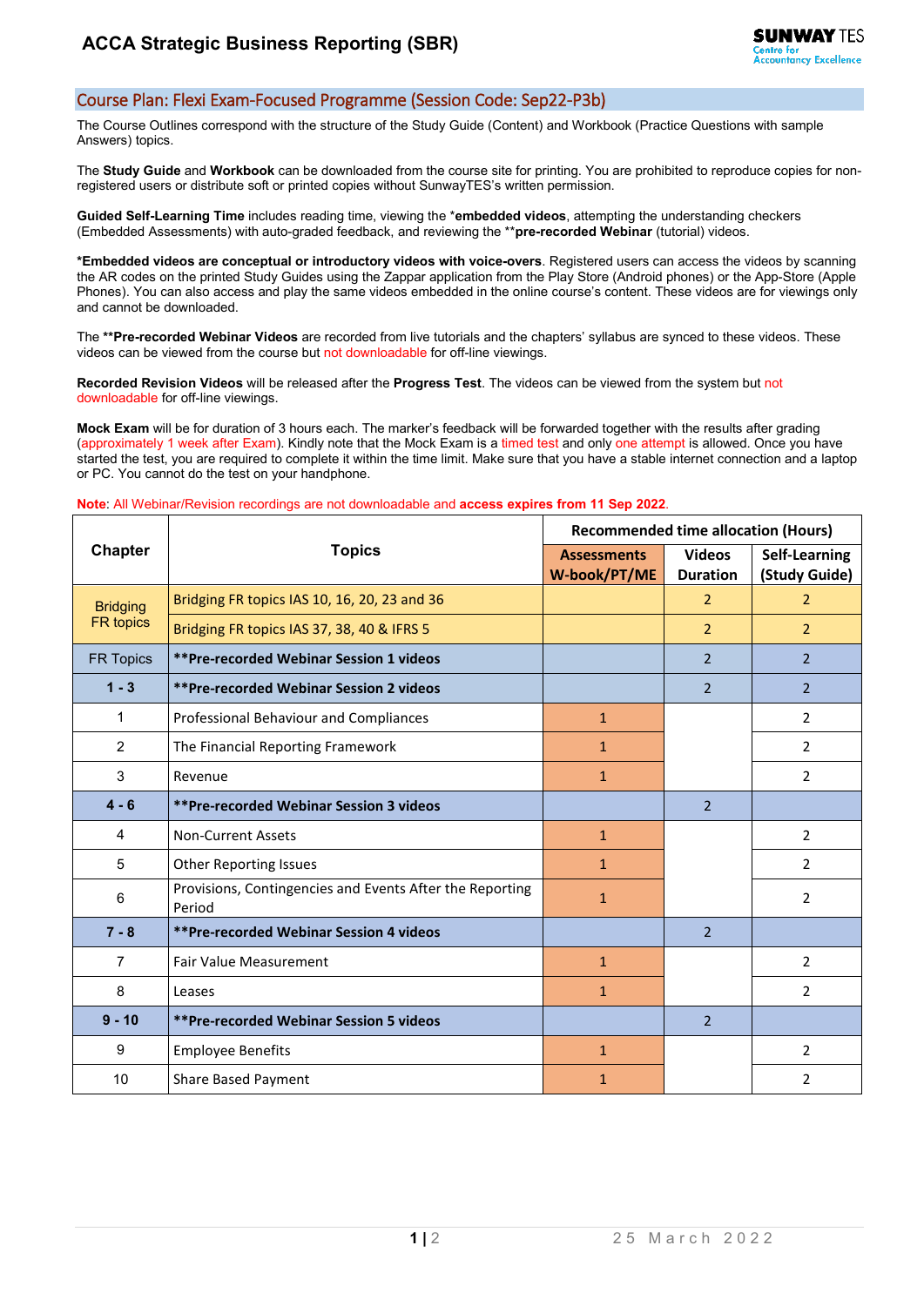# ACCA Strategic Business Reporting (SBR)

## Course Plan: Flexi Exam-Focused Programme (Session Code: Sep22-P3b)

The Course Outlines correspond with the structure of the Study Guide (Content) and Workbook (Practice Questions with sample Answers) topics.

The **Study Guide** and **Workbook** can be downloaded from the course site for printing. You are prohibited to reproduce copies for non-registered users or distribute soft or printed copies without SunwayTES's written permission.

**Guided Self-Learning Time** includes reading time, viewing the ***embedded videos**, attempting the understanding checkers (Embedded Assessments) with auto-graded feedback, and reviewing the ****pre-recorded Webinar** (tutorial) videos.

***Embedded videos are conceptual or introductory videos with voice-overs**. Registered users can access the videos by scanning the AR codes on the printed Study Guides using the Zappar application from the Play Store (Android phones) or the App-Store (Apple Phones). You can also access and play the same videos embedded in the online course's content. These videos are for viewings only and cannot be downloaded.

The ****Pre-recorded Webinar Videos** are recorded from live tutorials and the chapters' syllabus are synced to these videos. These videos can be viewed from the course but not downloadable for off-line viewings.

**Recorded Revision Videos** will be released after the **Progress Test**. The videos can be viewed from the system but not downloadable for off-line viewings.

**Mock Exam** will be for duration of 3 hours each. The marker's feedback will be forwarded together with the results after grading (approximately 1 week after Exam). Kindly note that the Mock Exam is a timed test and only one attempt is allowed. Once you have started the test, you are required to complete it within the time limit. Make sure that you have a stable internet connection and a laptop or PC. You cannot do the test on your handphone.

**Note**: All Webinar/Revision recordings are not downloadable and **access expires from 11 Sep 2022**.

| Chapter | Topics | Recommended time allocation (Hours) | | |
|---|---|---|---|---|
| | | Assessments W-book/PT/ME | Videos Duration | Self-Learning (Study Guide) |
| Bridging FR topics | Bridging FR topics IAS 10, 16, 20, 23 and 36 | | 2 | 2 |
| | Bridging FR topics IAS 37, 38, 40 & IFRS 5 | | 2 | 2 |
| FR Topics | **Pre-recorded Webinar Session 1 videos** | | 2 | 2 |
| 1 - 3 | **Pre-recorded Webinar Session 2 videos** | | 2 | 2 |
| 1 | Professional Behaviour and Compliances | 1 | | 2 |
| 2 | The Financial Reporting Framework | 1 | | 2 |
| 3 | Revenue | 1 | | 2 |
| 4 - 6 | **Pre-recorded Webinar Session 3 videos** | | 2 | |
| 4 | Non-Current Assets | 1 | | 2 |
| 5 | Other Reporting Issues | 1 | | 2 |
| 6 | Provisions, Contingencies and Events After the Reporting Period | 1 | | 2 |
| 7 - 8 | **Pre-recorded Webinar Session 4 videos** | | 2 | |
| 7 | Fair Value Measurement | 1 | | 2 |
| 8 | Leases | 1 | | 2 |
| 9 - 10 | **Pre-recorded Webinar Session 5 videos** | | 2 | |
| 9 | Employee Benefits | 1 | | 2 |
| 10 | Share Based Payment | 1 | | 2 |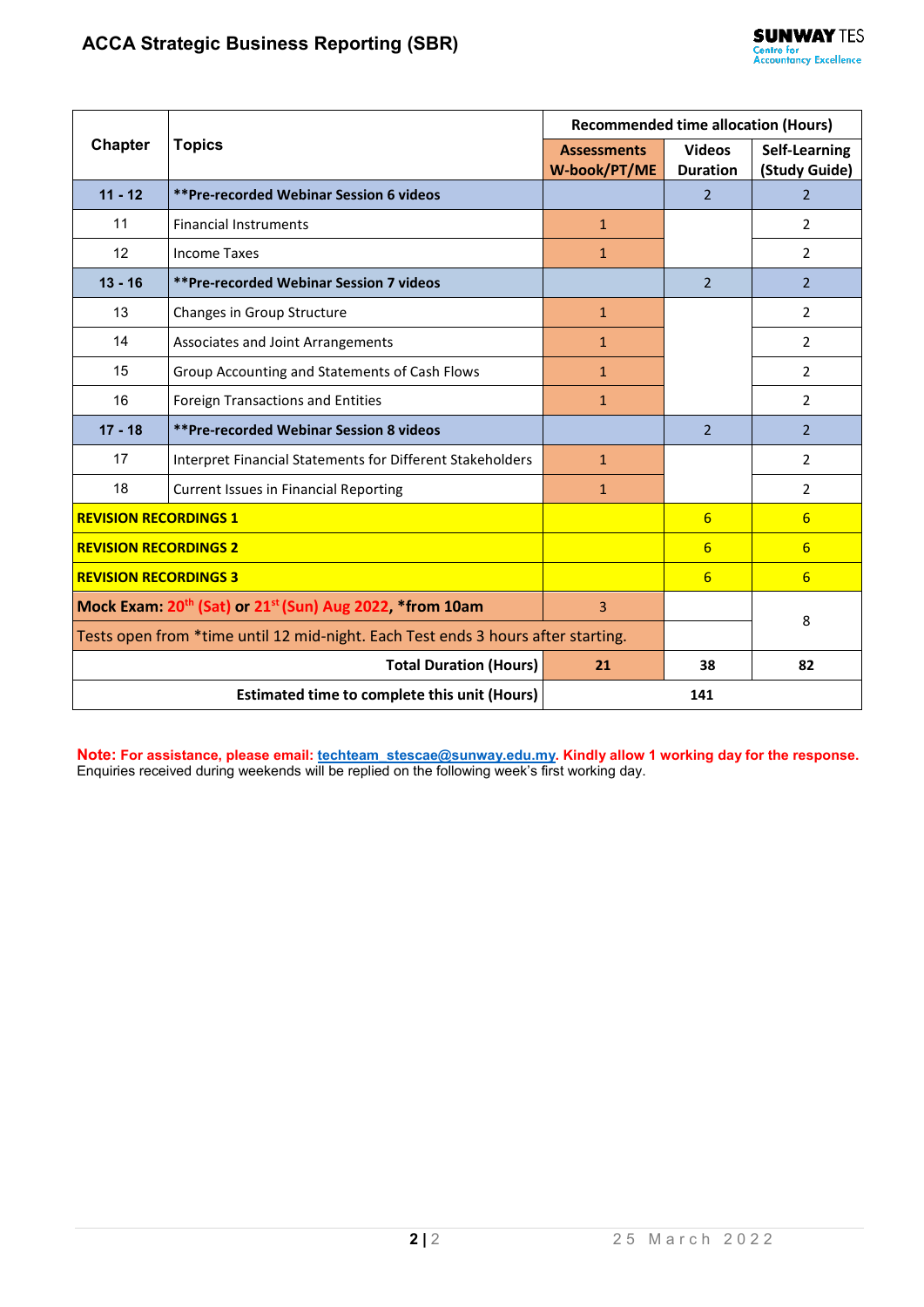# ACCA Strategic Business Reporting (SBR)

| Chapter | Topics | Recommended time allocation (Hours) | | |
|---|---|---|---|---|
| | | Assessments W-book/PT/ME | Videos Duration | Self-Learning (Study Guide) |
| **11 - 12** | **\*\*Pre-recorded Webinar Session 6 videos** | | 2 | 2 |
| 11 | Financial Instruments | 1 | | 2 |
| 12 | Income Taxes | 1 | | 2 |
| **13 - 16** | **\*\*Pre-recorded Webinar Session 7 videos** | | 2 | 2 |
| 13 | Changes in Group Structure | 1 | | 2 |
| 14 | Associates and Joint Arrangements | 1 | | 2 |
| 15 | Group Accounting and Statements of Cash Flows | 1 | | 2 |
| 16 | Foreign Transactions and Entities | 1 | | 2 |
| **17 - 18** | **\*\*Pre-recorded Webinar Session 8 videos** | | 2 | 2 |
| 17 | Interpret Financial Statements for Different Stakeholders | 1 | | 2 |
| 18 | Current Issues in Financial Reporting | 1 | | 2 |
| **REVISION RECORDINGS 1** | | | 6 | 6 |
| **REVISION RECORDINGS 2** | | | 6 | 6 |
| **REVISION RECORDINGS 3** | | | 6 | 6 |
| **Mock Exam: 20th (Sat) or 21st (Sun) Aug 2022, \*from 10am** | | 3 | | 8 |
| Tests open from \*time until 12 mid-night. Each Test ends 3 hours after starting. | | | | |
| **Total Duration (Hours)** | | **21** | **38** | **82** |
| **Estimated time to complete this unit (Hours)** | | **141** | | |

**Note: For assistance, please email: techteam_stescae@sunway.edu.my. Kindly allow 1 working day for the response.**
Enquiries received during weekends will be replied on the following week's first working day.